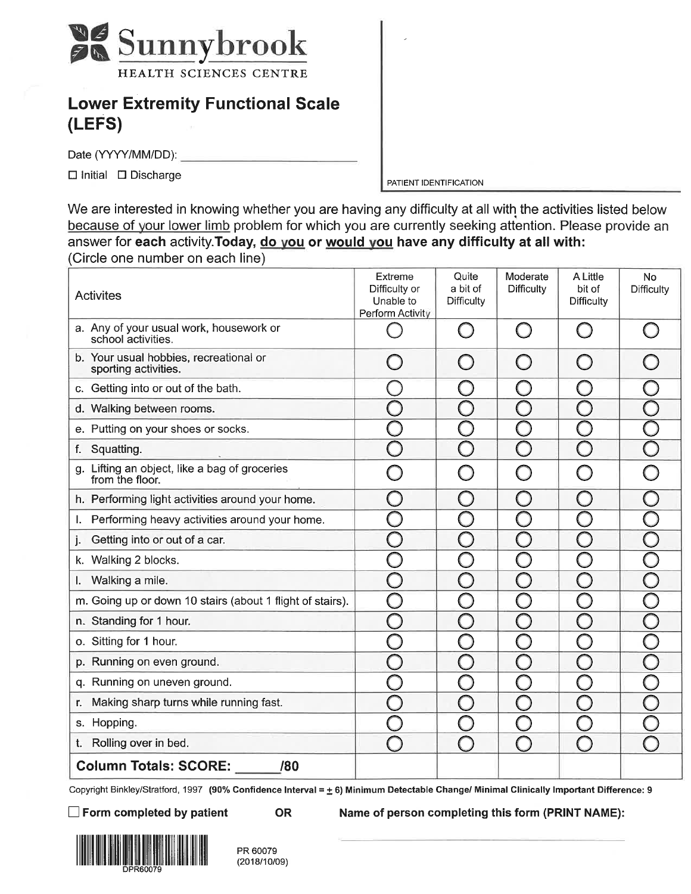# Sunnybrook

HEALTH SCIENCES CENTRE

## Lower Extremity Functional Scale (LEFS)

Date (YYYY/MM/DD): ______________________

☐ Initial ☐ Discharge

PATIENT IDENTIFICATION

We are interested in knowing whether you are having any difficulty at all with the activities listed below because of your lower limb problem for which you are currently seeking attention. Please provide an answer for **each** activity. **Today, do you or would you have any difficulty at all with:**
(Circle one number on each line)

| Activites | Extreme Difficulty or Unable to Perform Activity | Quite a bit of Difficulty | Moderate Difficulty | A Little bit of Difficulty | No Difficulty |
|---|---|---|---|---|---|
| a. Any of your usual work, housework or school activities. | ○ | ○ | ○ | ○ | ○ |
| b. Your usual hobbies, recreational or sporting activities. | ○ | ○ | ○ | ○ | ○ |
| c. Getting into or out of the bath. | ○ | ○ | ○ | ○ | ○ |
| d. Walking between rooms. | ○ | ○ | ○ | ○ | ○ |
| e. Putting on your shoes or socks. | ○ | ○ | ○ | ○ | ○ |
| f. Squatting. | ○ | ○ | ○ | ○ | ○ |
| g. Lifting an object, like a bag of groceries from the floor. | ○ | ○ | ○ | ○ | ○ |
| h. Performing light activities around your home. | ○ | ○ | ○ | ○ | ○ |
| I. Performing heavy activities around your home. | ○ | ○ | ○ | ○ | ○ |
| j. Getting into or out of a car. | ○ | ○ | ○ | ○ | ○ |
| k. Walking 2 blocks. | ○ | ○ | ○ | ○ | ○ |
| l. Walking a mile. | ○ | ○ | ○ | ○ | ○ |
| m. Going up or down 10 stairs (about 1 flight of stairs). | ○ | ○ | ○ | ○ | ○ |
| n. Standing for 1 hour. | ○ | ○ | ○ | ○ | ○ |
| o. Sitting for 1 hour. | ○ | ○ | ○ | ○ | ○ |
| p. Running on even ground. | ○ | ○ | ○ | ○ | ○ |
| q. Running on uneven ground. | ○ | ○ | ○ | ○ | ○ |
| r. Making sharp turns while running fast. | ○ | ○ | ○ | ○ | ○ |
| s. Hopping. | ○ | ○ | ○ | ○ | ○ |
| t. Rolling over in bed. | ○ | ○ | ○ | ○ | ○ |
| **Column Totals: SCORE: ______ /80** | | | | | |

Copyright Binkley/Stratford, 1997 **(90% Confidence Interval = ± 6) Minimum Detectable Change/ Minimal Clinically Important Difference: 9**

☐ **Form completed by patient** **OR** **Name of person completing this form (PRINT NAME):** ______________________

DPR60079

PR 60079
(2018/10/09)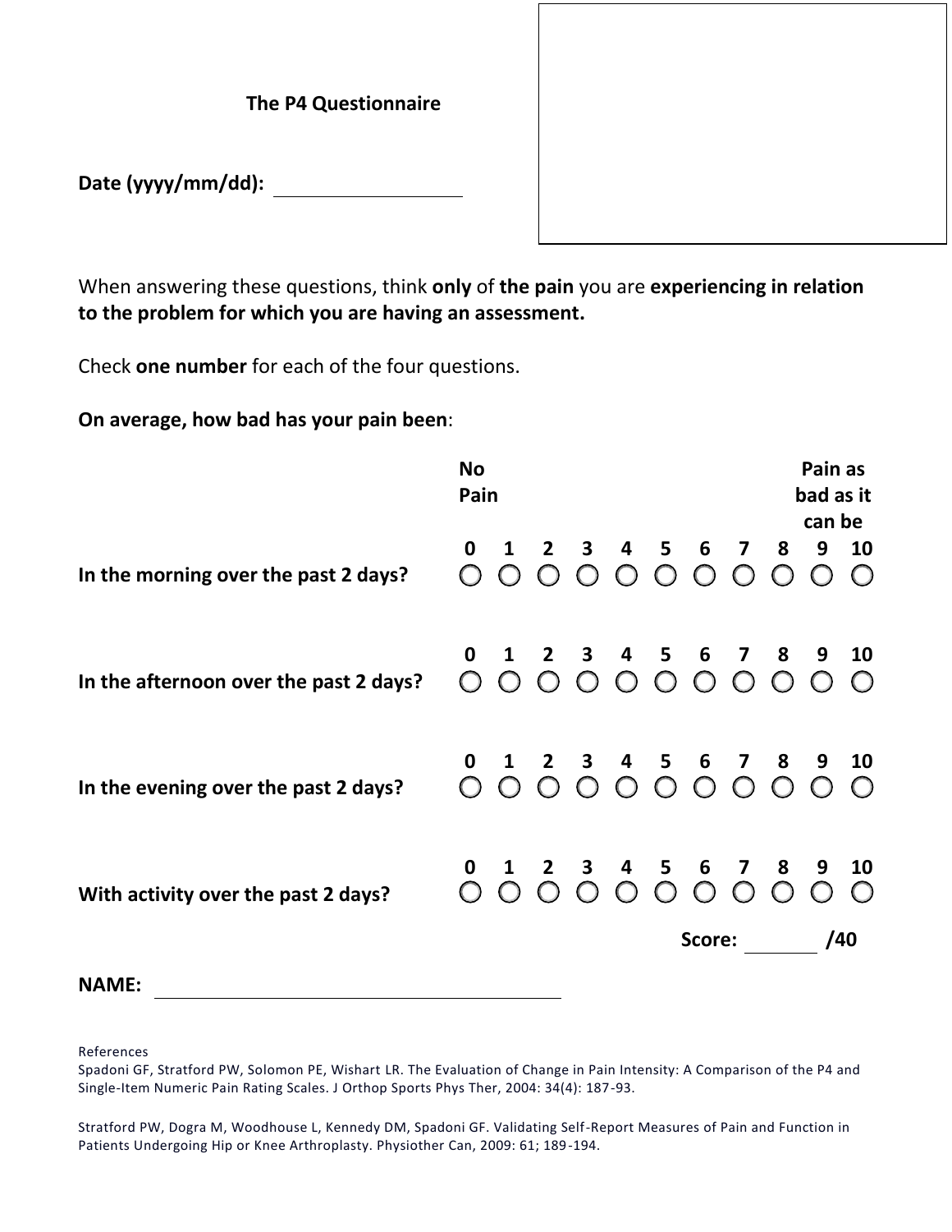# The P4 Questionnaire

**Date (yyyy/mm/dd):** ____________________

When answering these questions, think **only** of **the pain** you are **experiencing in relation to the problem for which you are having an assessment.**

Check **one number** for each of the four questions.

**On average, how bad has your pain been**:

| | No Pain 0 | 1 | 2 | 3 | 4 | 5 | 6 | 7 | 8 | 9 | Pain as bad as it can be 10 |
|---|---|---|---|---|---|---|---|---|---|---|---|
| **In the morning over the past 2 days?** | ○ | ○ | ○ | ○ | ○ | ○ | ○ | ○ | ○ | ○ | ○ |
| **In the afternoon over the past 2 days?** | ○ | ○ | ○ | ○ | ○ | ○ | ○ | ○ | ○ | ○ | ○ |
| **In the evening over the past 2 days?** | ○ | ○ | ○ | ○ | ○ | ○ | ○ | ○ | ○ | ○ | ○ |
| **With activity over the past 2 days?** | ○ | ○ | ○ | ○ | ○ | ○ | ○ | ○ | ○ | ○ | ○ |

**Score:** ________ **/40**

**NAME:** ______________________________

References

Spadoni GF, Stratford PW, Solomon PE, Wishart LR. The Evaluation of Change in Pain Intensity: A Comparison of the P4 and Single-Item Numeric Pain Rating Scales. J Orthop Sports Phys Ther, 2004: 34(4): 187-93.

Stratford PW, Dogra M, Woodhouse L, Kennedy DM, Spadoni GF. Validating Self-Report Measures of Pain and Function in Patients Undergoing Hip or Knee Arthroplasty. Physiother Can, 2009: 61; 189-194.